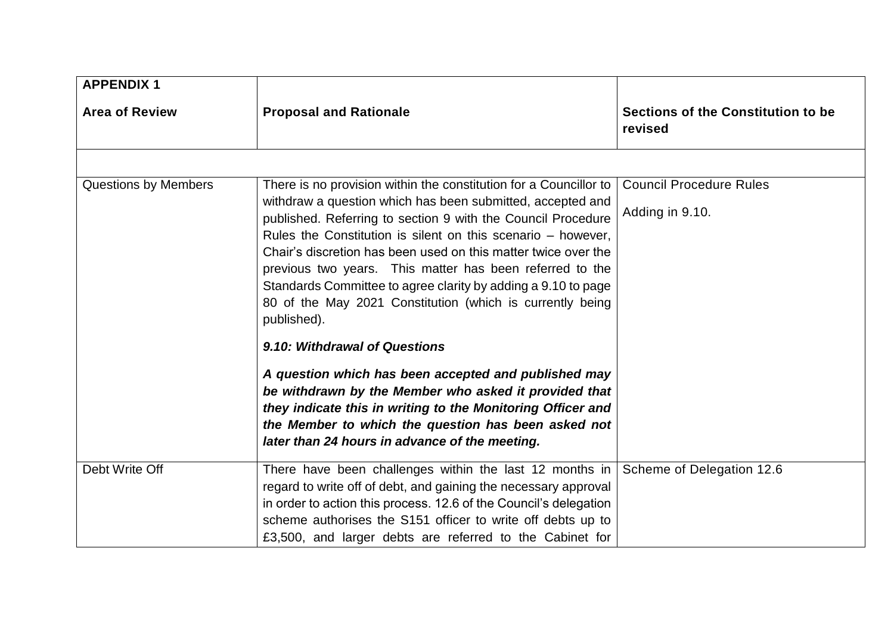| APPENDIX 1<br><br>Area of Review | Proposal and Rationale | Sections of the Constitution to be revised |
|---|---|---|
| | | |
| Questions by Members | There is no provision within the constitution for a Councillor to withdraw a question which has been submitted, accepted and published. Referring to section 9 with the Council Procedure Rules the Constitution is silent on this scenario – however, Chair's discretion has been used on this matter twice over the previous two years. This matter has been referred to the Standards Committee to agree clarity by adding a 9.10 to page 80 of the May 2021 Constitution (which is currently being published).<br><br>***9.10: Withdrawal of Questions***<br><br>***A question which has been accepted and published may be withdrawn by the Member who asked it provided that they indicate this in writing to the Monitoring Officer and the Member to which the question has been asked not later than 24 hours in advance of the meeting.*** | Council Procedure Rules<br><br>Adding in 9.10. |
| Debt Write Off | There have been challenges within the last 12 months in regard to write off of debt, and gaining the necessary approval in order to action this process. 12.6 of the Council's delegation scheme authorises the S151 officer to write off debts up to £3,500, and larger debts are referred to the Cabinet for | Scheme of Delegation 12.6 |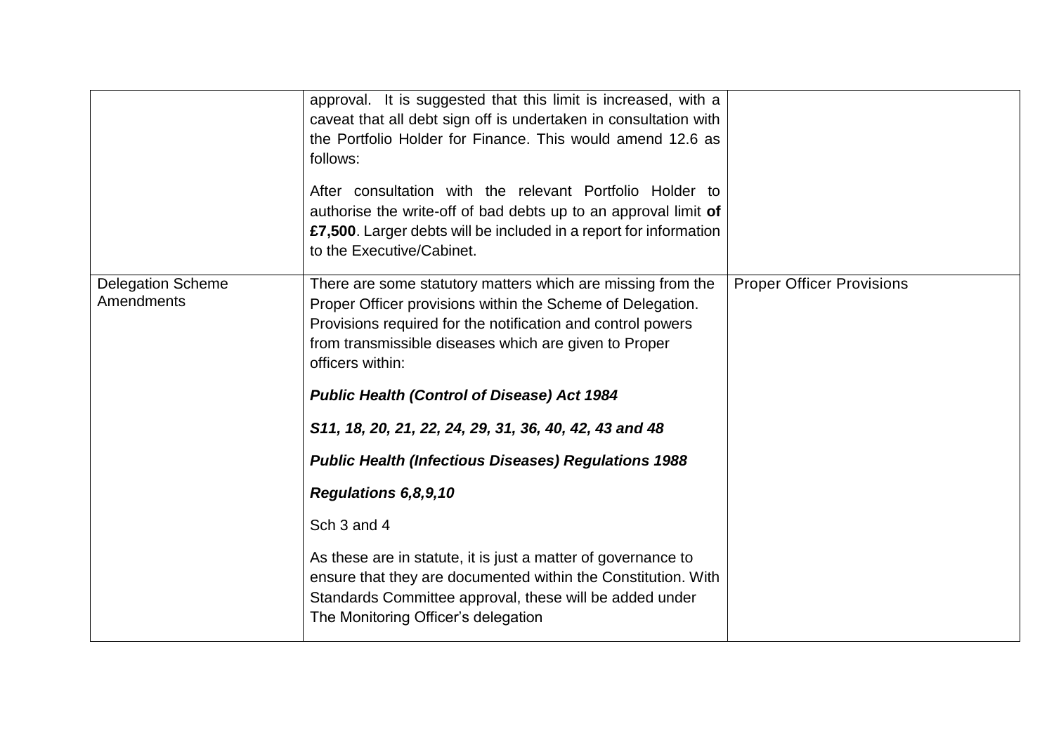| | | |
|---|---|---|
| | approval. It is suggested that this limit is increased, with a caveat that all debt sign off is undertaken in consultation with the Portfolio Holder for Finance. This would amend 12.6 as follows:<br><br>After consultation with the relevant Portfolio Holder to authorise the write-off of bad debts up to an approval limit **of £7,500**. Larger debts will be included in a report for information to the Executive/Cabinet. | |
| Delegation Scheme Amendments | There are some statutory matters which are missing from the Proper Officer provisions within the Scheme of Delegation. Provisions required for the notification and control powers from transmissible diseases which are given to Proper officers within:<br><br>***Public Health (Control of Disease) Act 1984***<br><br>***S11, 18, 20, 21, 22, 24, 29, 31, 36, 40, 42, 43 and 48***<br><br>***Public Health (Infectious Diseases) Regulations 1988***<br><br>***Regulations 6,8,9,10***<br><br>Sch 3 and 4<br><br>As these are in statute, it is just a matter of governance to ensure that they are documented within the Constitution. With Standards Committee approval, these will be added under The Monitoring Officer's delegation | Proper Officer Provisions |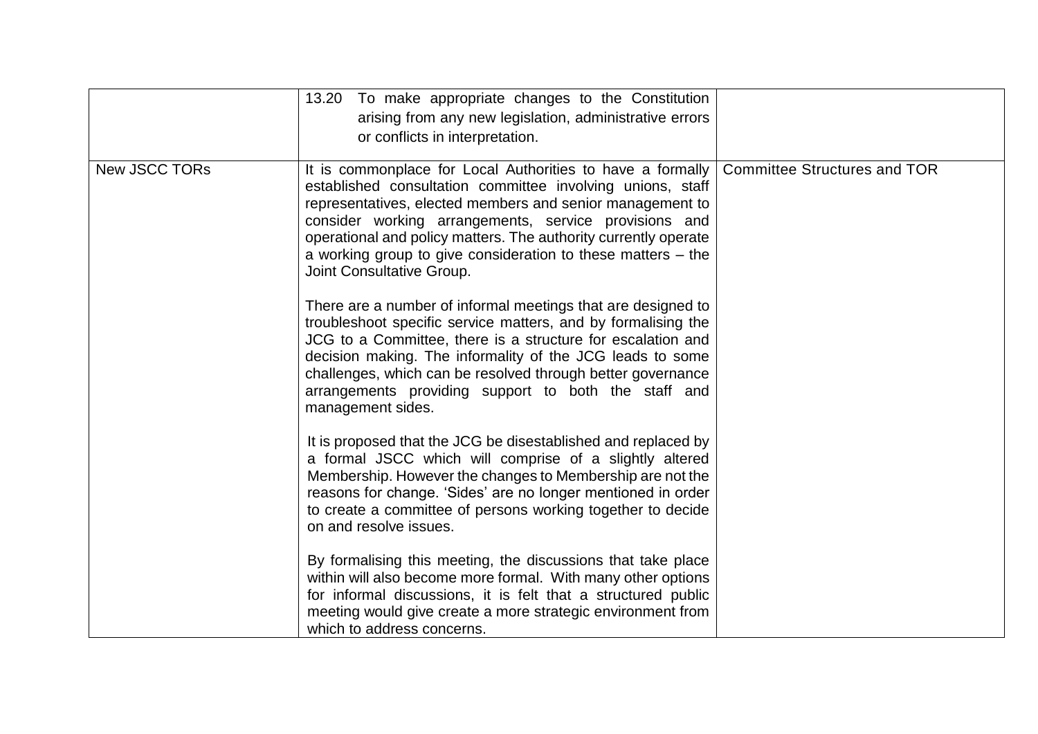| | | |
|---|---|---|
| | 13.20 To make appropriate changes to the Constitution arising from any new legislation, administrative errors or conflicts in interpretation. | |
| New JSCC TORs | It is commonplace for Local Authorities to have a formally established consultation committee involving unions, staff representatives, elected members and senior management to consider working arrangements, service provisions and operational and policy matters. The authority currently operate a working group to give consideration to these matters – the Joint Consultative Group.<br><br>There are a number of informal meetings that are designed to troubleshoot specific service matters, and by formalising the JCG to a Committee, there is a structure for escalation and decision making. The informality of the JCG leads to some challenges, which can be resolved through better governance arrangements providing support to both the staff and management sides.<br><br>It is proposed that the JCG be disestablished and replaced by a formal JSCC which will comprise of a slightly altered Membership. However the changes to Membership are not the reasons for change. 'Sides' are no longer mentioned in order to create a committee of persons working together to decide on and resolve issues.<br><br>By formalising this meeting, the discussions that take place within will also become more formal. With many other options for informal discussions, it is felt that a structured public meeting would give create a more strategic environment from which to address concerns. | Committee Structures and TOR |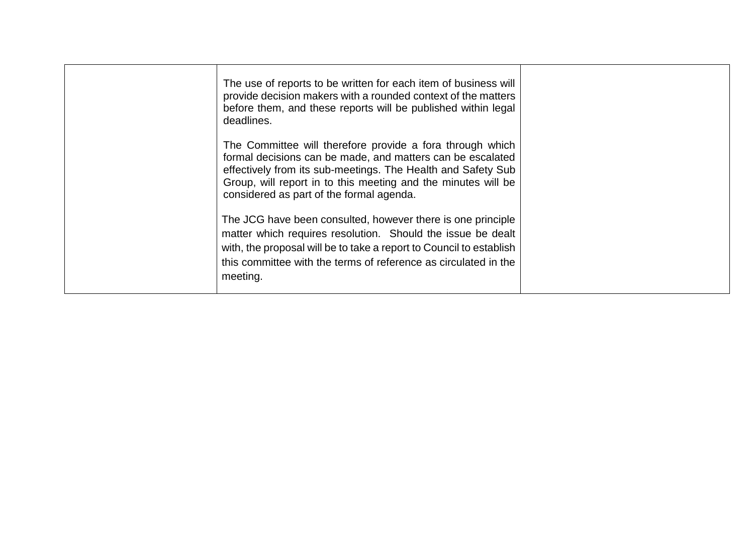| | | |
|---|---|---|
| | The use of reports to be written for each item of business will provide decision makers with a rounded context of the matters before them, and these reports will be published within legal deadlines.<br><br>The Committee will therefore provide a fora through which formal decisions can be made, and matters can be escalated effectively from its sub-meetings. The Health and Safety Sub Group, will report in to this meeting and the minutes will be considered as part of the formal agenda.<br><br>The JCG have been consulted, however there is one principle matter which requires resolution. Should the issue be dealt with, the proposal will be to take a report to Council to establish this committee with the terms of reference as circulated in the meeting. | |